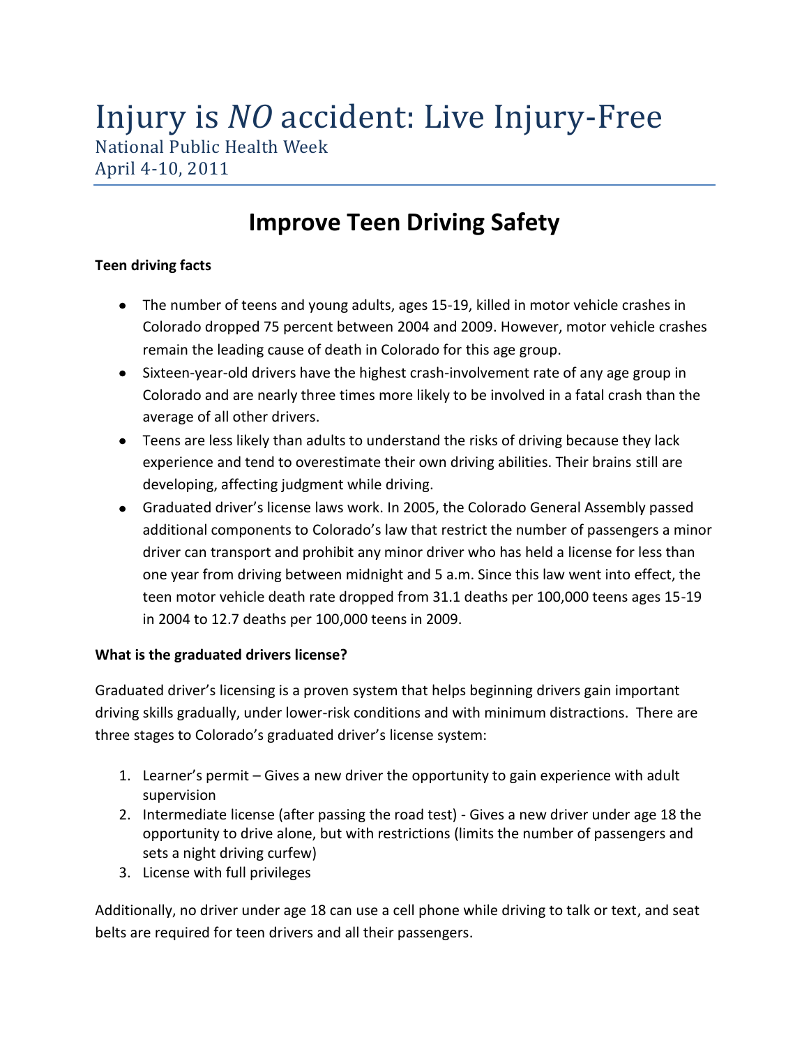# Injury is *NO* accident: Live Injury-Free

National Public Health Week
April 4-10, 2011

## Improve Teen Driving Safety

**Teen driving facts**

- The number of teens and young adults, ages 15-19, killed in motor vehicle crashes in Colorado dropped 75 percent between 2004 and 2009. However, motor vehicle crashes remain the leading cause of death in Colorado for this age group.
- Sixteen-year-old drivers have the highest crash-involvement rate of any age group in Colorado and are nearly three times more likely to be involved in a fatal crash than the average of all other drivers.
- Teens are less likely than adults to understand the risks of driving because they lack experience and tend to overestimate their own driving abilities. Their brains still are developing, affecting judgment while driving.
- Graduated driver's license laws work. In 2005, the Colorado General Assembly passed additional components to Colorado's law that restrict the number of passengers a minor driver can transport and prohibit any minor driver who has held a license for less than one year from driving between midnight and 5 a.m. Since this law went into effect, the teen motor vehicle death rate dropped from 31.1 deaths per 100,000 teens ages 15-19 in 2004 to 12.7 deaths per 100,000 teens in 2009.

**What is the graduated drivers license?**

Graduated driver's licensing is a proven system that helps beginning drivers gain important driving skills gradually, under lower-risk conditions and with minimum distractions. There are three stages to Colorado's graduated driver's license system:

1. Learner's permit – Gives a new driver the opportunity to gain experience with adult supervision
2. Intermediate license (after passing the road test) - Gives a new driver under age 18 the opportunity to drive alone, but with restrictions (limits the number of passengers and sets a night driving curfew)
3. License with full privileges

Additionally, no driver under age 18 can use a cell phone while driving to talk or text, and seat belts are required for teen drivers and all their passengers.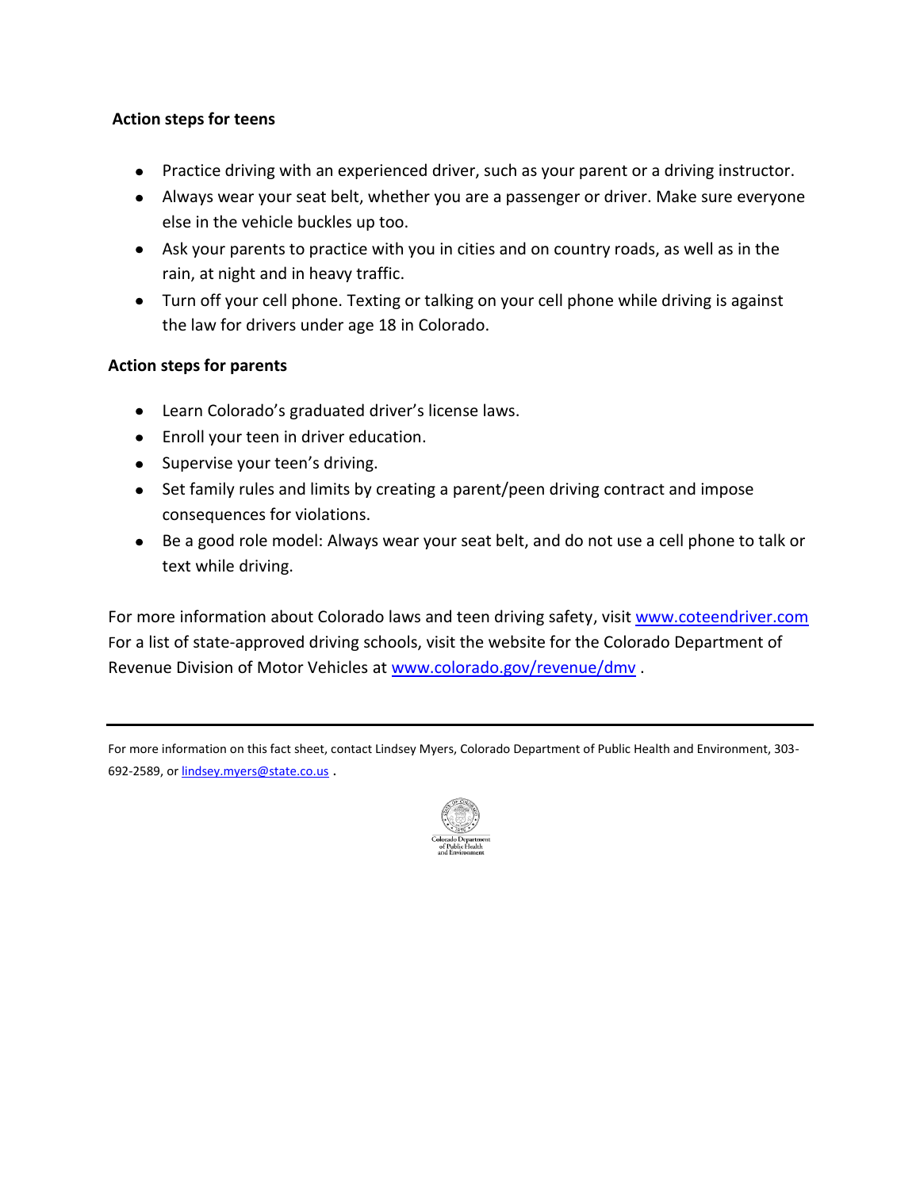**Action steps for teens**

- Practice driving with an experienced driver, such as your parent or a driving instructor.
- Always wear your seat belt, whether you are a passenger or driver. Make sure everyone else in the vehicle buckles up too.
- Ask your parents to practice with you in cities and on country roads, as well as in the rain, at night and in heavy traffic.
- Turn off your cell phone. Texting or talking on your cell phone while driving is against the law for drivers under age 18 in Colorado.

**Action steps for parents**

- Learn Colorado's graduated driver's license laws.
- Enroll your teen in driver education.
- Supervise your teen's driving.
- Set family rules and limits by creating a parent/peen driving contract and impose consequences for violations.
- Be a good role model: Always wear your seat belt, and do not use a cell phone to talk or text while driving.

For more information about Colorado laws and teen driving safety, visit [www.coteendriver.com](http://www.coteendriver.com) For a list of state-approved driving schools, visit the website for the Colorado Department of Revenue Division of Motor Vehicles at [www.colorado.gov/revenue/dmv](http://www.colorado.gov/revenue/dmv) .

---

For more information on this fact sheet, contact Lindsey Myers, Colorado Department of Public Health and Environment, 303-692-2589, or [lindsey.myers@state.co.us](mailto:lindsey.myers@state.co.us) .

Colorado Department of Public Health and Environment